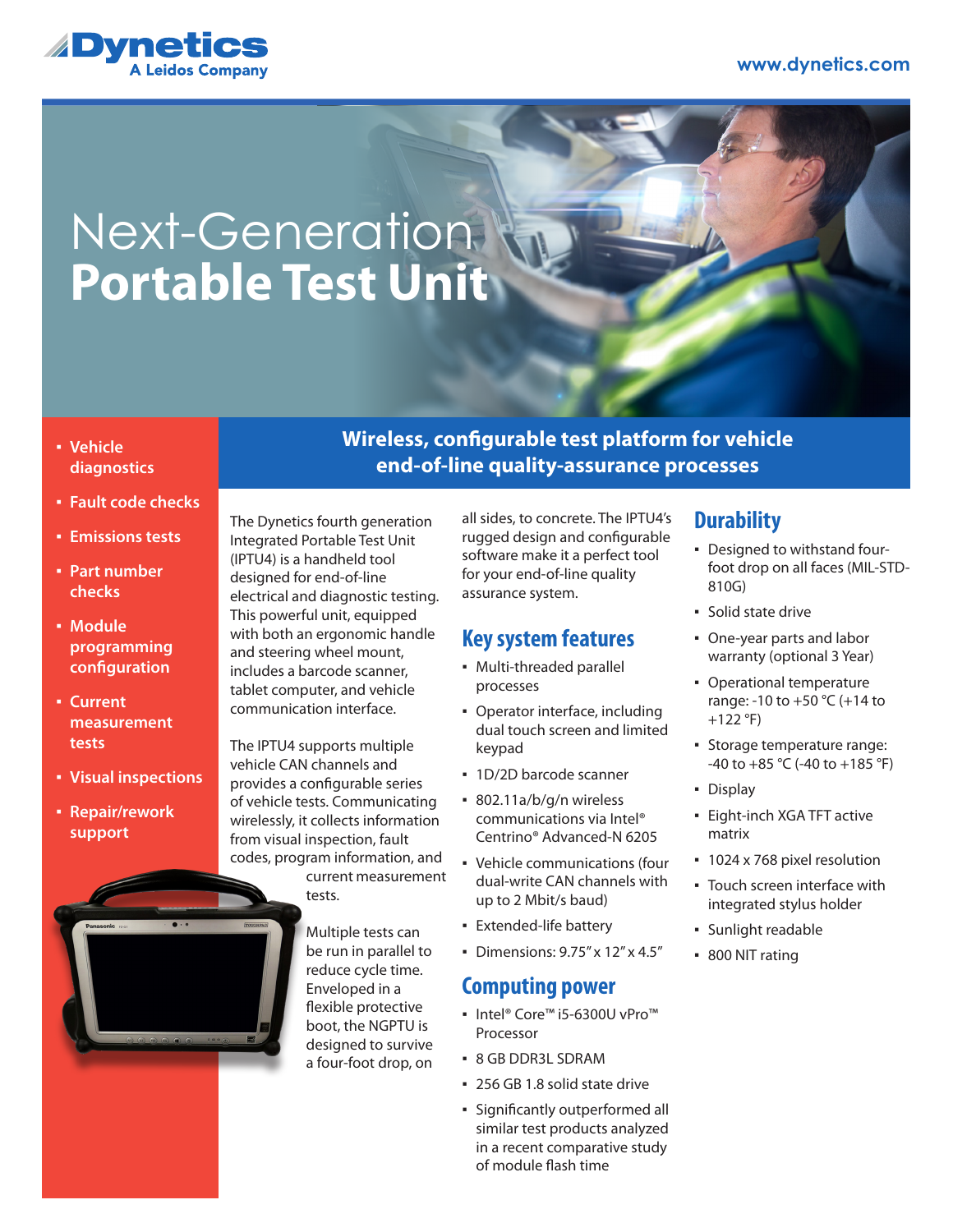Dynetics
A Leidos Company

www.dynetics.com

# Next-Generation **Portable Test Unit**

- Vehicle diagnostics
- Fault code checks
- Emissions tests
- Part number checks
- Module programming configuration
- Current measurement tests
- Visual inspections
- Repair/rework support

## Wireless, configurable test platform for vehicle end-of-line quality-assurance processes

The Dynetics fourth generation Integrated Portable Test Unit (IPTU4) is a handheld tool designed for end-of-line electrical and diagnostic testing. This powerful unit, equipped with both an ergonomic handle and steering wheel mount, includes a barcode scanner, tablet computer, and vehicle communication interface.

The IPTU4 supports multiple vehicle CAN channels and provides a configurable series of vehicle tests. Communicating wirelessly, it collects information from visual inspection, fault codes, program information, and current measurement tests.

Multiple tests can be run in parallel to reduce cycle time. Enveloped in a flexible protective boot, the NGPTU is designed to survive a four-foot drop, on all sides, to concrete. The IPTU4's rugged design and configurable software make it a perfect tool for your end-of-line quality assurance system.

## Key system features

- Multi-threaded parallel processes
- Operator interface, including dual touch screen and limited keypad
- 1D/2D barcode scanner
- 802.11a/b/g/n wireless communications via Intel® Centrino® Advanced-N 6205
- Vehicle communications (four dual-write CAN channels with up to 2 Mbit/s baud)
- Extended-life battery
- Dimensions: 9.75" x 12" x 4.5"

## Computing power

- Intel® Core™ i5-6300U vPro™ Processor
- 8 GB DDR3L SDRAM
- 256 GB 1.8 solid state drive
- Significantly outperformed all similar test products analyzed in a recent comparative study of module flash time

## Durability

- Designed to withstand four-foot drop on all faces (MIL-STD-810G)
- Solid state drive
- One-year parts and labor warranty (optional 3 Year)
- Operational temperature range: -10 to +50 °C (+14 to +122 °F)
- Storage temperature range: -40 to +85 °C (-40 to +185 °F)
- Display
- Eight-inch XGA TFT active matrix
- 1024 x 768 pixel resolution
- Touch screen interface with integrated stylus holder
- Sunlight readable
- 800 NIT rating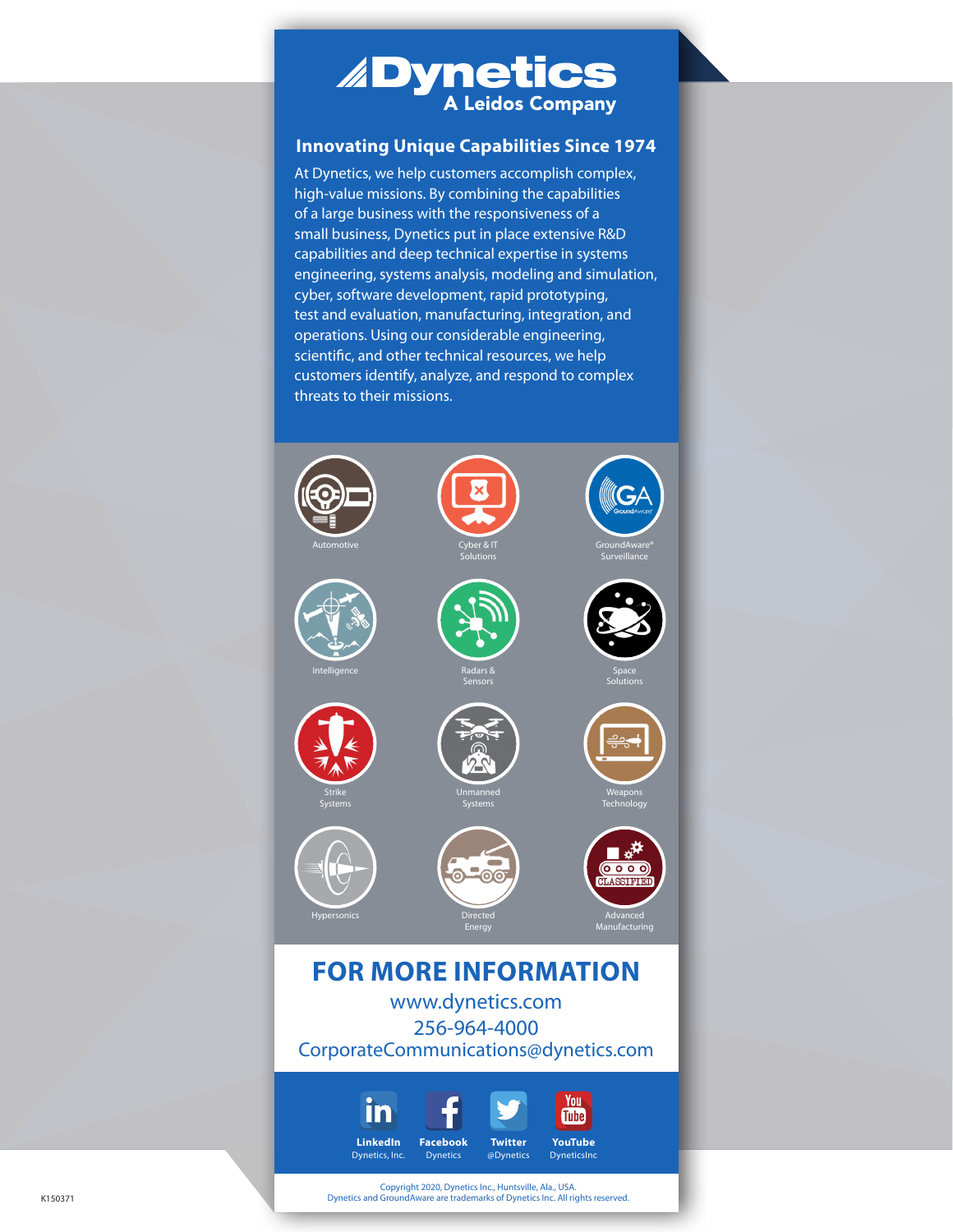# Dynetics

A Leidos Company

## Innovating Unique Capabilities Since 1974

At Dynetics, we help customers accomplish complex, high-value missions. By combining the capabilities of a large business with the responsiveness of a small business, Dynetics put in place extensive R&D capabilities and deep technical expertise in systems engineering, systems analysis, modeling and simulation, cyber, software development, rapid prototyping, test and evaluation, manufacturing, integration, and operations. Using our considerable engineering, scientific, and other technical resources, we help customers identify, analyze, and respond to complex threats to their missions.

Automotive

Cyber & IT Solutions

GroundAware® Surveillance

Intelligence

Radars & Sensors

Space Solutions

Strike Systems

Unmanned Systems

Weapons Technology

Hypersonics

Directed Energy

Advanced Manufacturing

## FOR MORE INFORMATION

www.dynetics.com

256-964-4000

CorporateCommunications@dynetics.com

**LinkedIn** Dynetics, Inc.

**Facebook** Dynetics

**Twitter** @Dynetics

**YouTube** DyneticsInc

Copyright 2020, Dynetics Inc., Huntsville, Ala., USA.
Dynetics and GroundAware are trademarks of Dynetics Inc. All rights reserved.

K150371